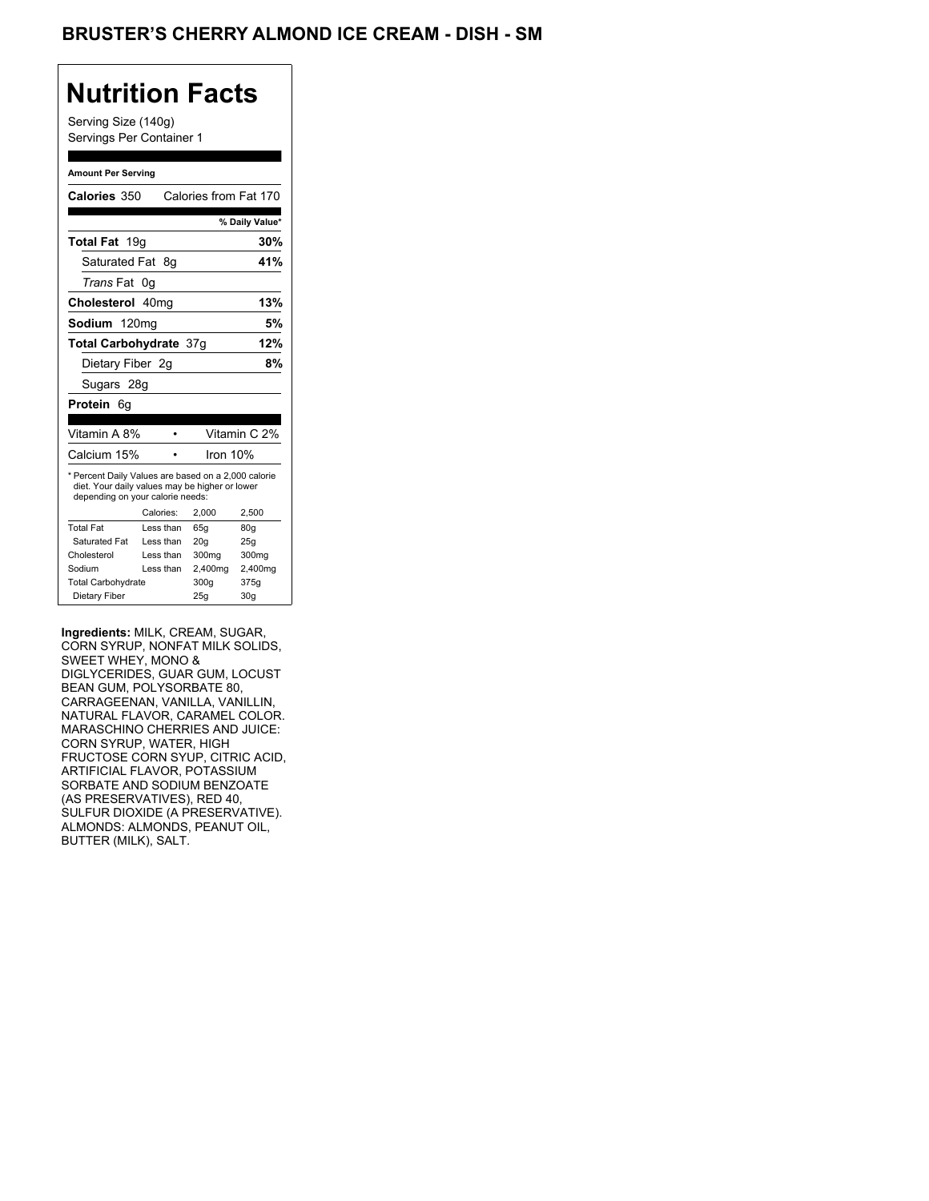# BRUSTER'S CHERRY ALMOND ICE CREAM - DISH - SM

## Nutrition Facts

Serving Size (140g)
Servings Per Container 1

**Amount Per Serving**

**Calories** 350 Calories from Fat 170

| | % Daily Value* |
|---|---|
| **Total Fat** 19g | **30%** |
| Saturated Fat 8g | **41%** |
| *Trans* Fat 0g | |
| **Cholesterol** 40mg | **13%** |
| **Sodium** 120mg | **5%** |
| **Total Carbohydrate** 37g | **12%** |
| Dietary Fiber 2g | **8%** |
| Sugars 28g | |
| **Protein** 6g | |

| | |
|---|---|
| Vitamin A 8% | Vitamin C 2% |
| Calcium 15% | Iron 10% |

\* Percent Daily Values are based on a 2,000 calorie diet. Your daily values may be higher or lower depending on your calorie needs:

| | Calories: | 2,000 | 2,500 |
|---|---|---|---|
| Total Fat | Less than | 65g | 80g |
| Saturated Fat | Less than | 20g | 25g |
| Cholesterol | Less than | 300mg | 300mg |
| Sodium | Less than | 2,400mg | 2,400mg |
| Total Carbohydrate | | 300g | 375g |
| Dietary Fiber | | 25g | 30g |

**Ingredients:** MILK, CREAM, SUGAR, CORN SYRUP, NONFAT MILK SOLIDS, SWEET WHEY, MONO & DIGLYCERIDES, GUAR GUM, LOCUST BEAN GUM, POLYSORBATE 80, CARRAGEENAN, VANILLA, VANILLIN, NATURAL FLAVOR, CARAMEL COLOR. MARASCHINO CHERRIES AND JUICE: CORN SYRUP, WATER, HIGH FRUCTOSE CORN SYUP, CITRIC ACID, ARTIFICIAL FLAVOR, POTASSIUM SORBATE AND SODIUM BENZOATE (AS PRESERVATIVES), RED 40, SULFUR DIOXIDE (A PRESERVATIVE). ALMONDS: ALMONDS, PEANUT OIL, BUTTER (MILK), SALT.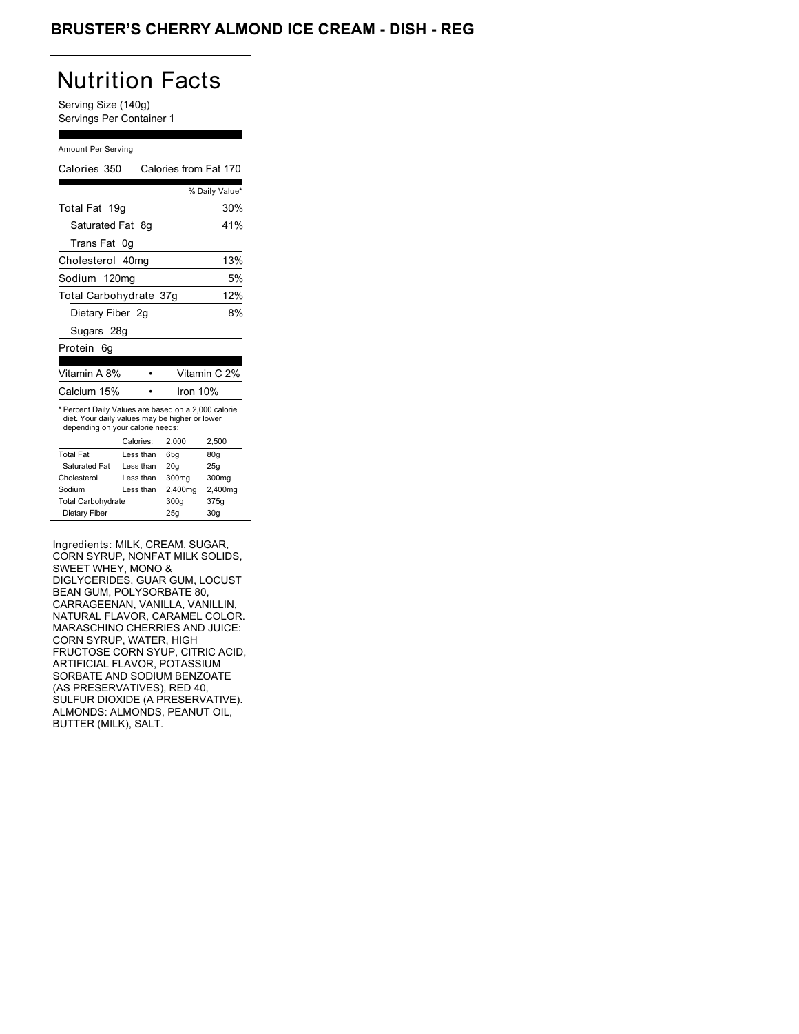# BRUSTER'S CHERRY ALMOND ICE CREAM - DISH - REG

## Nutrition Facts

Serving Size (140g)
Servings Per Container 1

Amount Per Serving

Calories 350 Calories from Fat 170

| | % Daily Value* |
|---|---|
| Total Fat 19g | 30% |
| Saturated Fat 8g | 41% |
| Trans Fat 0g | |
| Cholesterol 40mg | 13% |
| Sodium 120mg | 5% |
| Total Carbohydrate 37g | 12% |
| Dietary Fiber 2g | 8% |
| Sugars 28g | |
| Protein 6g | |

| | |
|---|---|
| Vitamin A 8% | Vitamin C 2% |
| Calcium 15% | Iron 10% |

* Percent Daily Values are based on a 2,000 calorie diet. Your daily values may be higher or lower depending on your calorie needs:

| | Calories: | 2,000 | 2,500 |
|---|---|---|---|
| Total Fat | Less than | 65g | 80g |
| Saturated Fat | Less than | 20g | 25g |
| Cholesterol | Less than | 300mg | 300mg |
| Sodium | Less than | 2,400mg | 2,400mg |
| Total Carbohydrate | | 300g | 375g |
| Dietary Fiber | | 25g | 30g |

Ingredients: MILK, CREAM, SUGAR, CORN SYRUP, NONFAT MILK SOLIDS, SWEET WHEY, MONO & DIGLYCERIDES, GUAR GUM, LOCUST BEAN GUM, POLYSORBATE 80, CARRAGEENAN, VANILLA, VANILLIN, NATURAL FLAVOR, CARAMEL COLOR. MARASCHINO CHERRIES AND JUICE: CORN SYRUP, WATER, HIGH FRUCTOSE CORN SYUP, CITRIC ACID, ARTIFICIAL FLAVOR, POTASSIUM SORBATE AND SODIUM BENZOATE (AS PRESERVATIVES), RED 40, SULFUR DIOXIDE (A PRESERVATIVE). ALMONDS: ALMONDS, PEANUT OIL, BUTTER (MILK), SALT.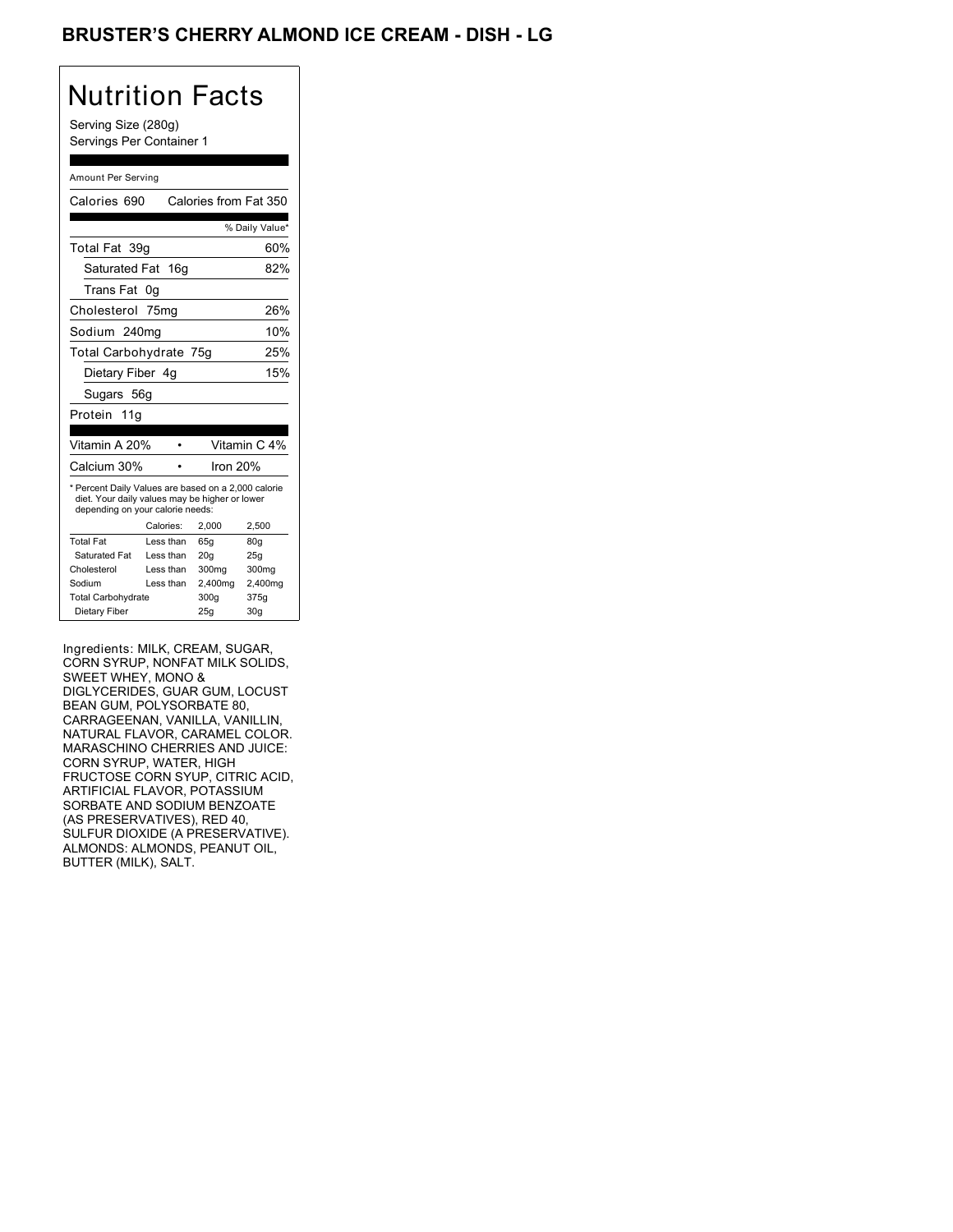# BRUSTER'S CHERRY ALMOND ICE CREAM - DISH - LG

## Nutrition Facts

Serving Size (280g)
Servings Per Container 1

Amount Per Serving

| Calories 690 | Calories from Fat 350 |
|---|---|
| | % Daily Value* |
| Total Fat 39g | 60% |
| Saturated Fat 16g | 82% |
| Trans Fat 0g | |
| Cholesterol 75mg | 26% |
| Sodium 240mg | 10% |
| Total Carbohydrate 75g | 25% |
| Dietary Fiber 4g | 15% |
| Sugars 56g | |
| Protein 11g | |

| Vitamin A 20% | • | Vitamin C 4% |
|---|---|---|
| Calcium 30% | • | Iron 20% |

* Percent Daily Values are based on a 2,000 calorie diet. Your daily values may be higher or lower depending on your calorie needs:

| | Calories: | 2,000 | 2,500 |
|---|---|---|---|
| Total Fat | Less than | 65g | 80g |
| Saturated Fat | Less than | 20g | 25g |
| Cholesterol | Less than | 300mg | 300mg |
| Sodium | Less than | 2,400mg | 2,400mg |
| Total Carbohydrate | | 300g | 375g |
| Dietary Fiber | | 25g | 30g |

Ingredients: MILK, CREAM, SUGAR, CORN SYRUP, NONFAT MILK SOLIDS, SWEET WHEY, MONO & DIGLYCERIDES, GUAR GUM, LOCUST BEAN GUM, POLYSORBATE 80, CARRAGEENAN, VANILLA, VANILLIN, NATURAL FLAVOR, CARAMEL COLOR. MARASCHINO CHERRIES AND JUICE: CORN SYRUP, WATER, HIGH FRUCTOSE CORN SYUP, CITRIC ACID, ARTIFICIAL FLAVOR, POTASSIUM SORBATE AND SODIUM BENZOATE (AS PRESERVATIVES), RED 40, SULFUR DIOXIDE (A PRESERVATIVE). ALMONDS: ALMONDS, PEANUT OIL, BUTTER (MILK), SALT.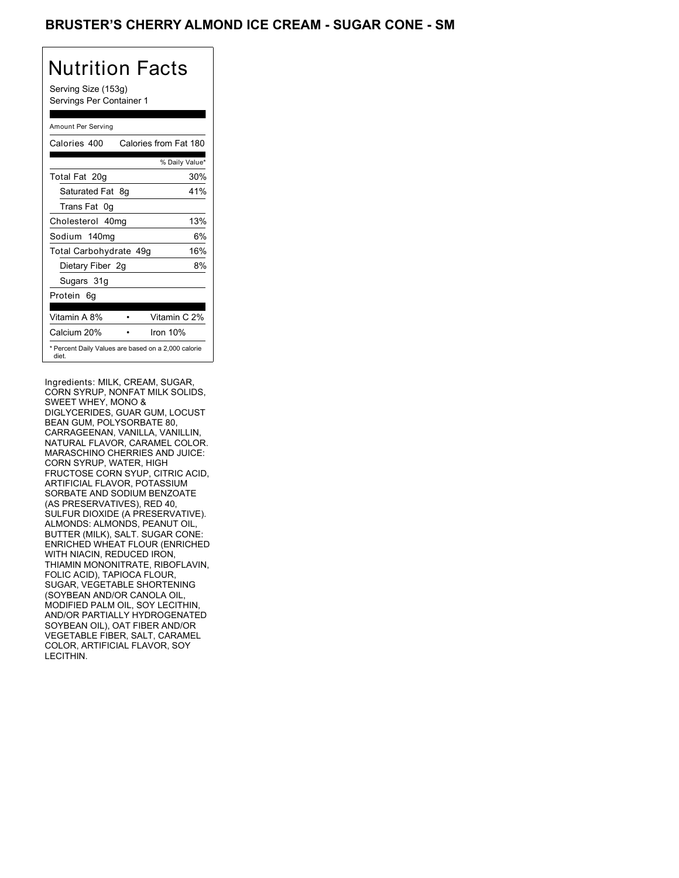# BRUSTER'S CHERRY ALMOND ICE CREAM - SUGAR CONE - SM

## Nutrition Facts

Serving Size (153g)
Servings Per Container 1

Amount Per Serving

| Calories 400 | Calories from Fat 180 |
|---|---|
| | % Daily Value* |
| Total Fat 20g | 30% |
| Saturated Fat 8g | 41% |
| Trans Fat 0g | |
| Cholesterol 40mg | 13% |
| Sodium 140mg | 6% |
| Total Carbohydrate 49g | 16% |
| Dietary Fiber 2g | 8% |
| Sugars 31g | |
| Protein 6g | |

| Vitamin A 8% | Vitamin C 2% |
|---|---|
| Calcium 20% | Iron 10% |

* Percent Daily Values are based on a 2,000 calorie diet.

Ingredients: MILK, CREAM, SUGAR, CORN SYRUP, NONFAT MILK SOLIDS, SWEET WHEY, MONO & DIGLYCERIDES, GUAR GUM, LOCUST BEAN GUM, POLYSORBATE 80, CARRAGEENAN, VANILLA, VANILLIN, NATURAL FLAVOR, CARAMEL COLOR. MARASCHINO CHERRIES AND JUICE: CORN SYRUP, WATER, HIGH FRUCTOSE CORN SYUP, CITRIC ACID, ARTIFICIAL FLAVOR, POTASSIUM SORBATE AND SODIUM BENZOATE (AS PRESERVATIVES), RED 40, SULFUR DIOXIDE (A PRESERVATIVE). ALMONDS: ALMONDS, PEANUT OIL, BUTTER (MILK), SALT. SUGAR CONE: ENRICHED WHEAT FLOUR (ENRICHED WITH NIACIN, REDUCED IRON, THIAMIN MONONITRATE, RIBOFLAVIN, FOLIC ACID), TAPIOCA FLOUR, SUGAR, VEGETABLE SHORTENING (SOYBEAN AND/OR CANOLA OIL, MODIFIED PALM OIL, SOY LECITHIN, AND/OR PARTIALLY HYDROGENATED SOYBEAN OIL), OAT FIBER AND/OR VEGETABLE FIBER, SALT, CARAMEL COLOR, ARTIFICIAL FLAVOR, SOY LECITHIN.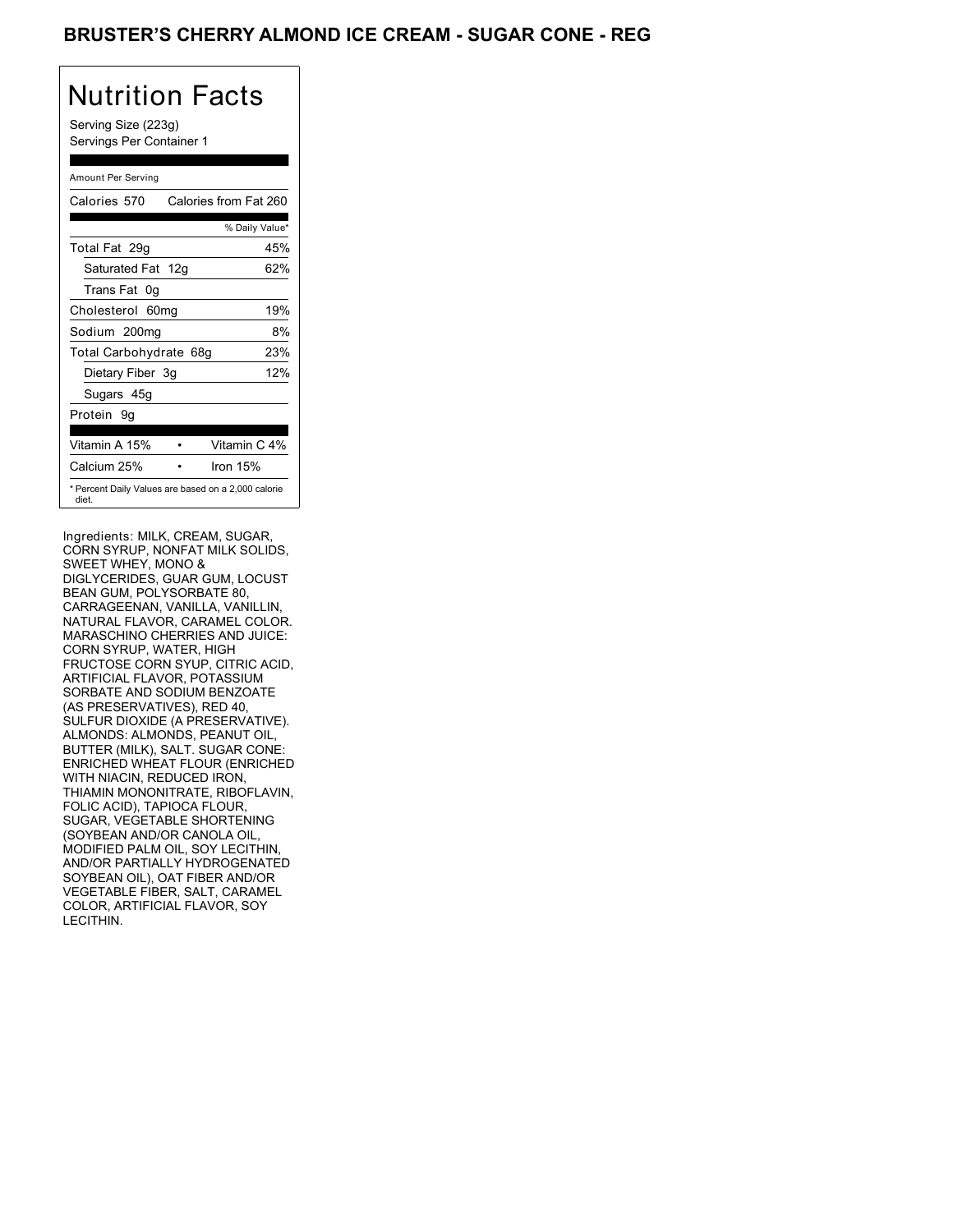# BRUSTER'S CHERRY ALMOND ICE CREAM - SUGAR CONE - REG

## Nutrition Facts

Serving Size (223g)
Servings Per Container 1

Amount Per Serving

| Calories 570 | Calories from Fat 260 |
|---|---|
| | % Daily Value* |
| Total Fat 29g | 45% |
| Saturated Fat 12g | 62% |
| Trans Fat 0g | |
| Cholesterol 60mg | 19% |
| Sodium 200mg | 8% |
| Total Carbohydrate 68g | 23% |
| Dietary Fiber 3g | 12% |
| Sugars 45g | |
| Protein 9g | |

| Vitamin A 15% | Vitamin C 4% |
|---|---|
| Calcium 25% | Iron 15% |

* Percent Daily Values are based on a 2,000 calorie diet.

Ingredients: MILK, CREAM, SUGAR, CORN SYRUP, NONFAT MILK SOLIDS, SWEET WHEY, MONO & DIGLYCERIDES, GUAR GUM, LOCUST BEAN GUM, POLYSORBATE 80, CARRAGEENAN, VANILLA, VANILLIN, NATURAL FLAVOR, CARAMEL COLOR. MARASCHINO CHERRIES AND JUICE: CORN SYRUP, WATER, HIGH FRUCTOSE CORN SYUP, CITRIC ACID, ARTIFICIAL FLAVOR, POTASSIUM SORBATE AND SODIUM BENZOATE (AS PRESERVATIVES), RED 40, SULFUR DIOXIDE (A PRESERVATIVE). ALMONDS: ALMONDS, PEANUT OIL, BUTTER (MILK), SALT. SUGAR CONE: ENRICHED WHEAT FLOUR (ENRICHED WITH NIACIN, REDUCED IRON, THIAMIN MONONITRATE, RIBOFLAVIN, FOLIC ACID), TAPIOCA FLOUR, SUGAR, VEGETABLE SHORTENING (SOYBEAN AND/OR CANOLA OIL, MODIFIED PALM OIL, SOY LECITHIN, AND/OR PARTIALLY HYDROGENATED SOYBEAN OIL), OAT FIBER AND/OR VEGETABLE FIBER, SALT, CARAMEL COLOR, ARTIFICIAL FLAVOR, SOY LECITHIN.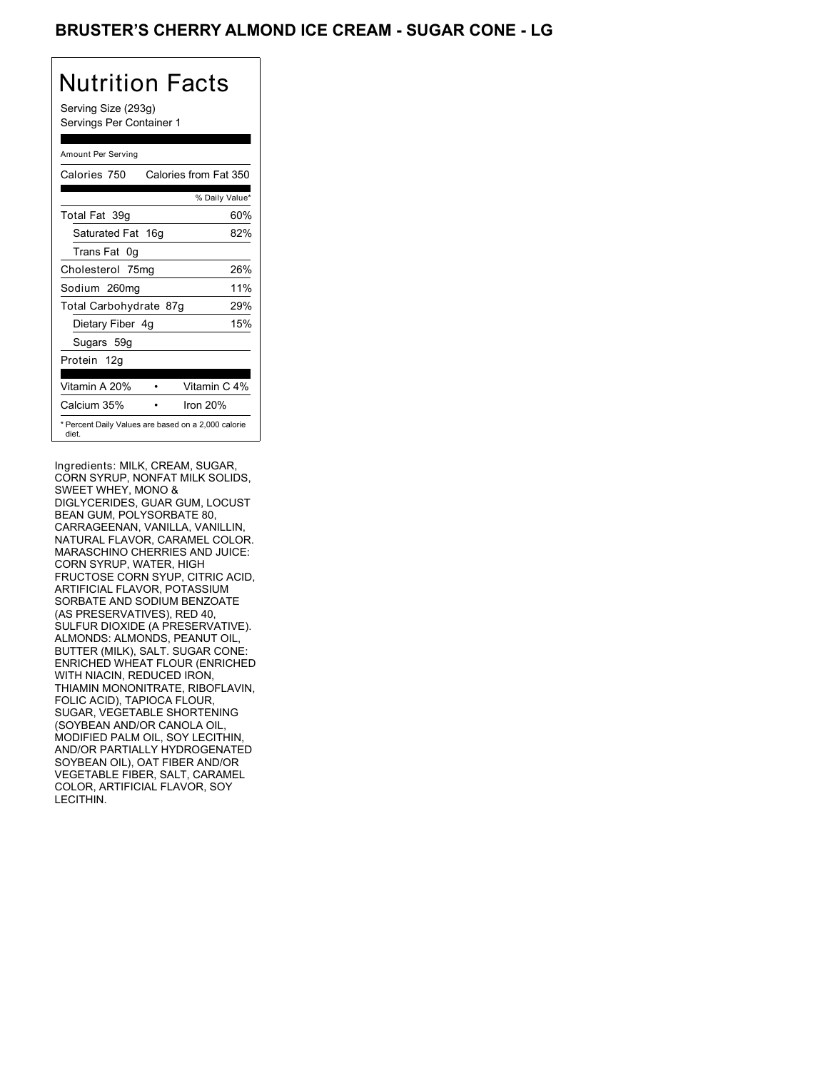# BRUSTER'S CHERRY ALMOND ICE CREAM - SUGAR CONE - LG

## Nutrition Facts

Serving Size (293g)
Servings Per Container 1

Amount Per Serving

| Calories 750 | Calories from Fat 350 |
|---|---|
| | % Daily Value* |
| Total Fat 39g | 60% |
| Saturated Fat 16g | 82% |
| Trans Fat 0g | |
| Cholesterol 75mg | 26% |
| Sodium 260mg | 11% |
| Total Carbohydrate 87g | 29% |
| Dietary Fiber 4g | 15% |
| Sugars 59g | |
| Protein 12g | |

| Vitamin A 20% | • | Vitamin C 4% |
|---|---|---|
| Calcium 35% | • | Iron 20% |

* Percent Daily Values are based on a 2,000 calorie diet.

Ingredients: MILK, CREAM, SUGAR, CORN SYRUP, NONFAT MILK SOLIDS, SWEET WHEY, MONO & DIGLYCERIDES, GUAR GUM, LOCUST BEAN GUM, POLYSORBATE 80, CARRAGEENAN, VANILLA, VANILLIN, NATURAL FLAVOR, CARAMEL COLOR. MARASCHINO CHERRIES AND JUICE: CORN SYRUP, WATER, HIGH FRUCTOSE CORN SYUP, CITRIC ACID, ARTIFICIAL FLAVOR, POTASSIUM SORBATE AND SODIUM BENZOATE (AS PRESERVATIVES), RED 40, SULFUR DIOXIDE (A PRESERVATIVE). ALMONDS: ALMONDS, PEANUT OIL, BUTTER (MILK), SALT. SUGAR CONE: ENRICHED WHEAT FLOUR (ENRICHED WITH NIACIN, REDUCED IRON, THIAMIN MONONITRATE, RIBOFLAVIN, FOLIC ACID), TAPIOCA FLOUR, SUGAR, VEGETABLE SHORTENING (SOYBEAN AND/OR CANOLA OIL, MODIFIED PALM OIL, SOY LECITHIN, AND/OR PARTIALLY HYDROGENATED SOYBEAN OIL), OAT FIBER AND/OR VEGETABLE FIBER, SALT, CARAMEL COLOR, ARTIFICIAL FLAVOR, SOY LECITHIN.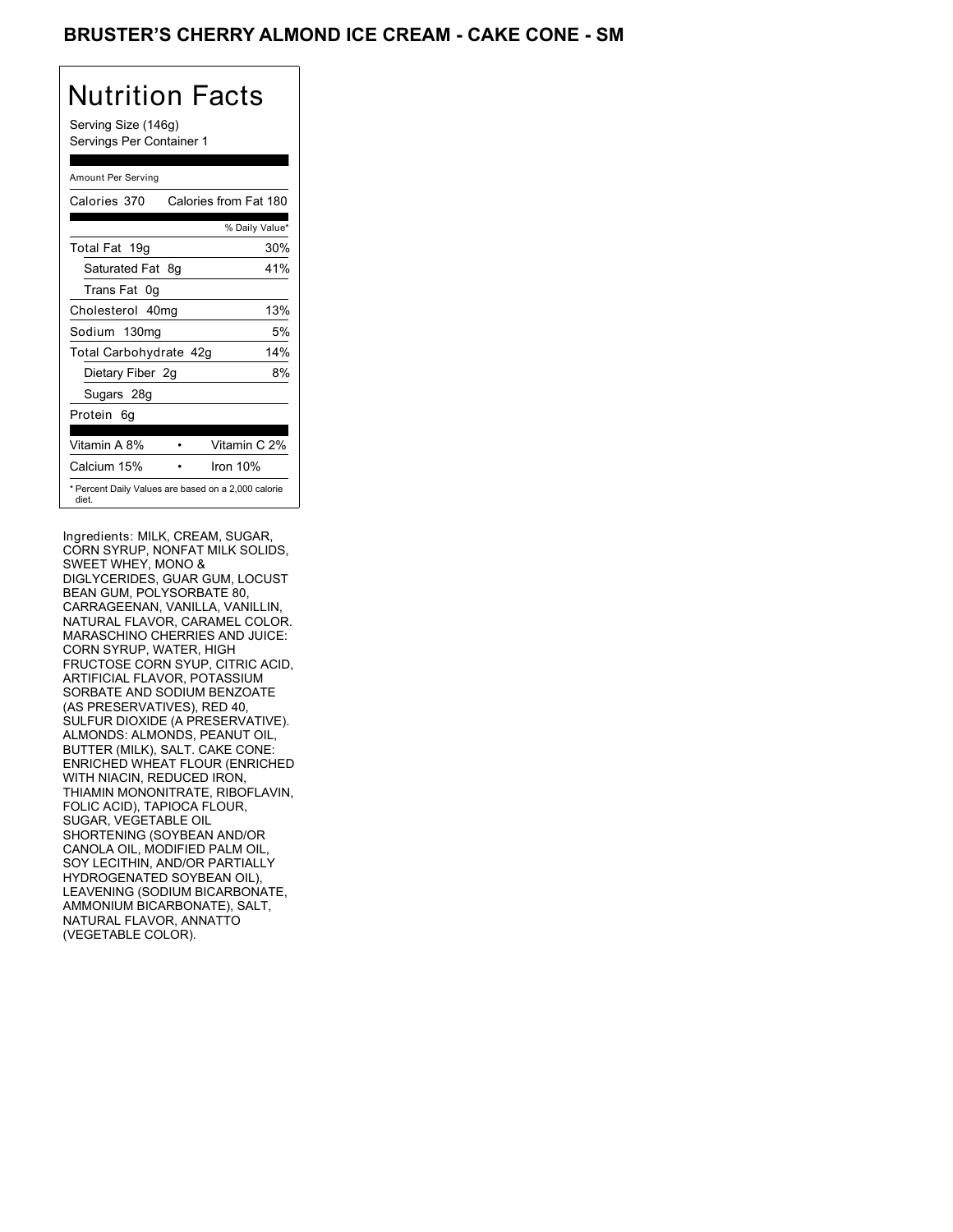# BRUSTER'S CHERRY ALMOND ICE CREAM - CAKE CONE - SM

## Nutrition Facts

Serving Size (146g)
Servings Per Container 1

Amount Per Serving

| Calories 370 | Calories from Fat 180 |
|---|---|
| | % Daily Value* |
| Total Fat 19g | 30% |
| Saturated Fat 8g | 41% |
| Trans Fat 0g | |
| Cholesterol 40mg | 13% |
| Sodium 130mg | 5% |
| Total Carbohydrate 42g | 14% |
| Dietary Fiber 2g | 8% |
| Sugars 28g | |
| Protein 6g | |

| Vitamin A 8% | • | Vitamin C 2% |
|---|---|---|
| Calcium 15% | • | Iron 10% |

\* Percent Daily Values are based on a 2,000 calorie diet.

Ingredients: MILK, CREAM, SUGAR, CORN SYRUP, NONFAT MILK SOLIDS, SWEET WHEY, MONO & DIGLYCERIDES, GUAR GUM, LOCUST BEAN GUM, POLYSORBATE 80, CARRAGEENAN, VANILLA, VANILLIN, NATURAL FLAVOR, CARAMEL COLOR. MARASCHINO CHERRIES AND JUICE: CORN SYRUP, WATER, HIGH FRUCTOSE CORN SYUP, CITRIC ACID, ARTIFICIAL FLAVOR, POTASSIUM SORBATE AND SODIUM BENZOATE (AS PRESERVATIVES), RED 40, SULFUR DIOXIDE (A PRESERVATIVE). ALMONDS: ALMONDS, PEANUT OIL, BUTTER (MILK), SALT. CAKE CONE: ENRICHED WHEAT FLOUR (ENRICHED WITH NIACIN, REDUCED IRON, THIAMIN MONONITRATE, RIBOFLAVIN, FOLIC ACID), TAPIOCA FLOUR, SUGAR, VEGETABLE OIL SHORTENING (SOYBEAN AND/OR CANOLA OIL, MODIFIED PALM OIL, SOY LECITHIN, AND/OR PARTIALLY HYDROGENATED SOYBEAN OIL), LEAVENING (SODIUM BICARBONATE, AMMONIUM BICARBONATE), SALT, NATURAL FLAVOR, ANNATTO (VEGETABLE COLOR).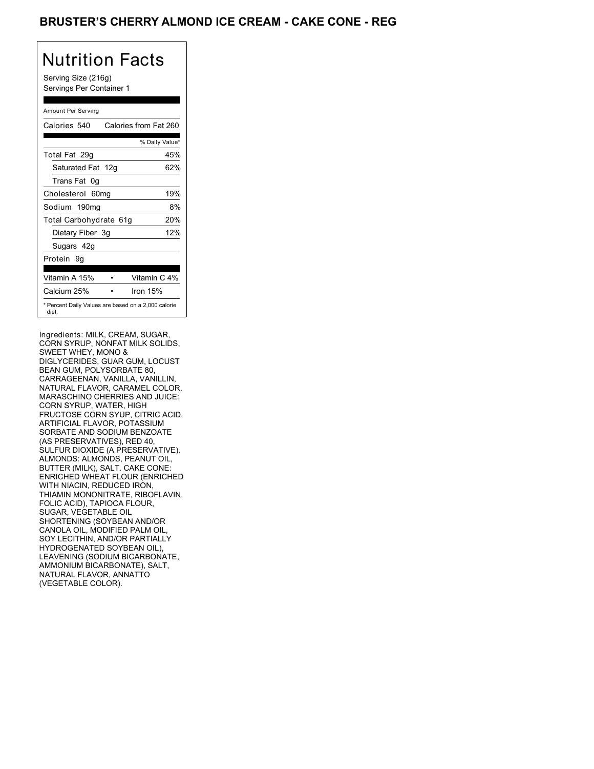# BRUSTER'S CHERRY ALMOND ICE CREAM - CAKE CONE - REG

## Nutrition Facts

Serving Size (216g)
Servings Per Container 1

Amount Per Serving

| Calories 540 | Calories from Fat 260 |
| --- | --- |
| | % Daily Value* |
| Total Fat 29g | 45% |
| Saturated Fat 12g | 62% |
| Trans Fat 0g | |
| Cholesterol 60mg | 19% |
| Sodium 190mg | 8% |
| Total Carbohydrate 61g | 20% |
| Dietary Fiber 3g | 12% |
| Sugars 42g | |
| Protein 9g | |
| Vitamin A 15% • | Vitamin C 4% |
| Calcium 25% • | Iron 15% |

* Percent Daily Values are based on a 2,000 calorie diet.

Ingredients: MILK, CREAM, SUGAR, CORN SYRUP, NONFAT MILK SOLIDS, SWEET WHEY, MONO & DIGLYCERIDES, GUAR GUM, LOCUST BEAN GUM, POLYSORBATE 80, CARRAGEENAN, VANILLA, VANILLIN, NATURAL FLAVOR, CARAMEL COLOR. MARASCHINO CHERRIES AND JUICE: CORN SYRUP, WATER, HIGH FRUCTOSE CORN SYUP, CITRIC ACID, ARTIFICIAL FLAVOR, POTASSIUM SORBATE AND SODIUM BENZOATE (AS PRESERVATIVES), RED 40, SULFUR DIOXIDE (A PRESERVATIVE). ALMONDS: ALMONDS, PEANUT OIL, BUTTER (MILK), SALT. CAKE CONE: ENRICHED WHEAT FLOUR (ENRICHED WITH NIACIN, REDUCED IRON, THIAMIN MONONITRATE, RIBOFLAVIN, FOLIC ACID), TAPIOCA FLOUR, SUGAR, VEGETABLE OIL SHORTENING (SOYBEAN AND/OR CANOLA OIL, MODIFIED PALM OIL, SOY LECITHIN, AND/OR PARTIALLY HYDROGENATED SOYBEAN OIL), LEAVENING (SODIUM BICARBONATE, AMMONIUM BICARBONATE), SALT, NATURAL FLAVOR, ANNATTO (VEGETABLE COLOR).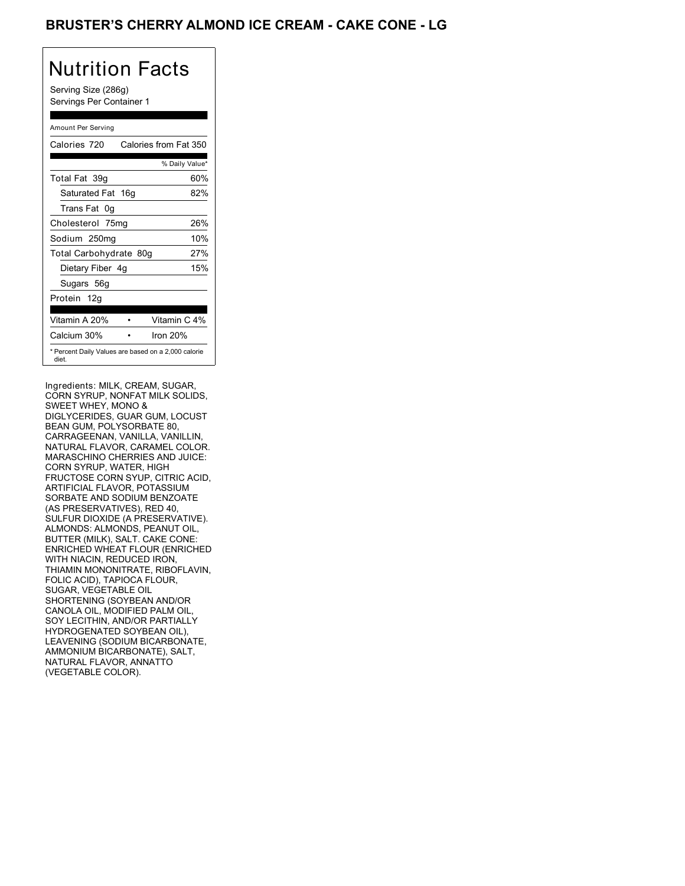# BRUSTER'S CHERRY ALMOND ICE CREAM - CAKE CONE - LG

## Nutrition Facts

Serving Size (286g)
Servings Per Container 1

Amount Per Serving

| Calories 720 | Calories from Fat 350 |
|---|---|
| | % Daily Value* |
| Total Fat 39g | 60% |
| Saturated Fat 16g | 82% |
| Trans Fat 0g | |
| Cholesterol 75mg | 26% |
| Sodium 250mg | 10% |
| Total Carbohydrate 80g | 27% |
| Dietary Fiber 4g | 15% |
| Sugars 56g | |
| Protein 12g | |
| Vitamin A 20% | Vitamin C 4% |
| Calcium 30% | Iron 20% |

* Percent Daily Values are based on a 2,000 calorie diet.

Ingredients: MILK, CREAM, SUGAR, CORN SYRUP, NONFAT MILK SOLIDS, SWEET WHEY, MONO & DIGLYCERIDES, GUAR GUM, LOCUST BEAN GUM, POLYSORBATE 80, CARRAGEENAN, VANILLA, VANILLIN, NATURAL FLAVOR, CARAMEL COLOR. MARASCHINO CHERRIES AND JUICE: CORN SYRUP, WATER, HIGH FRUCTOSE CORN SYUP, CITRIC ACID, ARTIFICIAL FLAVOR, POTASSIUM SORBATE AND SODIUM BENZOATE (AS PRESERVATIVES), RED 40, SULFUR DIOXIDE (A PRESERVATIVE). ALMONDS: ALMONDS, PEANUT OIL, BUTTER (MILK), SALT. CAKE CONE: ENRICHED WHEAT FLOUR (ENRICHED WITH NIACIN, REDUCED IRON, THIAMIN MONONITRATE, RIBOFLAVIN, FOLIC ACID), TAPIOCA FLOUR, SUGAR, VEGETABLE OIL SHORTENING (SOYBEAN AND/OR CANOLA OIL, MODIFIED PALM OIL, SOY LECITHIN, AND/OR PARTIALLY HYDROGENATED SOYBEAN OIL), LEAVENING (SODIUM BICARBONATE, AMMONIUM BICARBONATE), SALT, NATURAL FLAVOR, ANNATTO (VEGETABLE COLOR).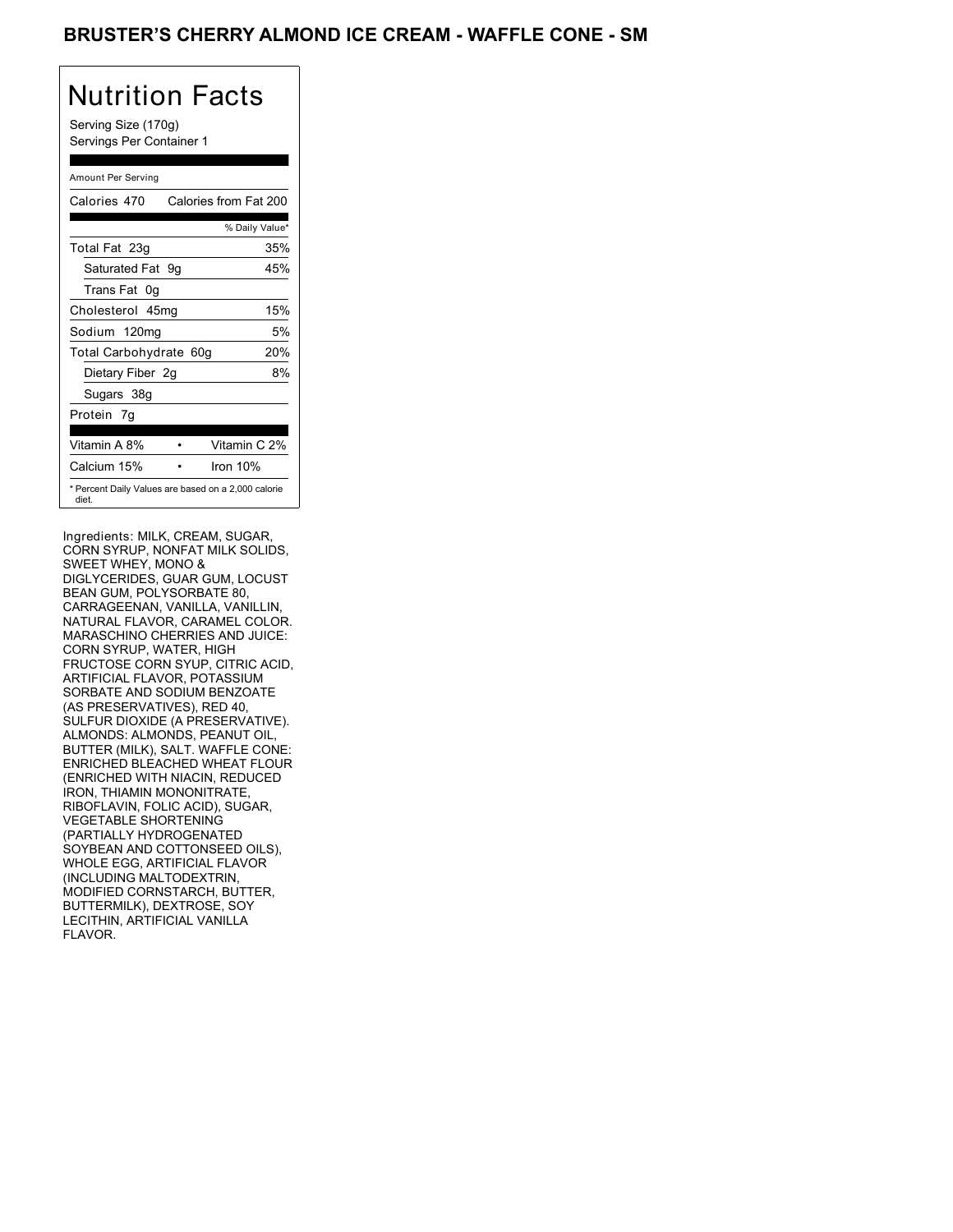# BRUSTER'S CHERRY ALMOND ICE CREAM - WAFFLE CONE - SM

## Nutrition Facts

Serving Size (170g)
Servings Per Container 1

Amount Per Serving

| Calories 470 | Calories from Fat 200 |
|---|---|
| | % Daily Value* |
| Total Fat 23g | 35% |
| Saturated Fat 9g | 45% |
| Trans Fat 0g | |
| Cholesterol 45mg | 15% |
| Sodium 120mg | 5% |
| Total Carbohydrate 60g | 20% |
| Dietary Fiber 2g | 8% |
| Sugars 38g | |
| Protein 7g | |

| Vitamin A 8% | • | Vitamin C 2% |
|---|---|---|
| Calcium 15% | • | Iron 10% |

* Percent Daily Values are based on a 2,000 calorie diet.

Ingredients: MILK, CREAM, SUGAR, CORN SYRUP, NONFAT MILK SOLIDS, SWEET WHEY, MONO & DIGLYCERIDES, GUAR GUM, LOCUST BEAN GUM, POLYSORBATE 80, CARRAGEENAN, VANILLA, VANILLIN, NATURAL FLAVOR, CARAMEL COLOR. MARASCHINO CHERRIES AND JUICE: CORN SYRUP, WATER, HIGH FRUCTOSE CORN SYUP, CITRIC ACID, ARTIFICIAL FLAVOR, POTASSIUM SORBATE AND SODIUM BENZOATE (AS PRESERVATIVES), RED 40, SULFUR DIOXIDE (A PRESERVATIVE). ALMONDS: ALMONDS, PEANUT OIL, BUTTER (MILK), SALT. WAFFLE CONE: ENRICHED BLEACHED WHEAT FLOUR (ENRICHED WITH NIACIN, REDUCED IRON, THIAMIN MONONITRATE, RIBOFLAVIN, FOLIC ACID), SUGAR, VEGETABLE SHORTENING (PARTIALLY HYDROGENATED SOYBEAN AND COTTONSEED OILS), WHOLE EGG, ARTIFICIAL FLAVOR (INCLUDING MALTODEXTRIN, MODIFIED CORNSTARCH, BUTTER, BUTTERMILK), DEXTROSE, SOY LECITHIN, ARTIFICIAL VANILLA FLAVOR.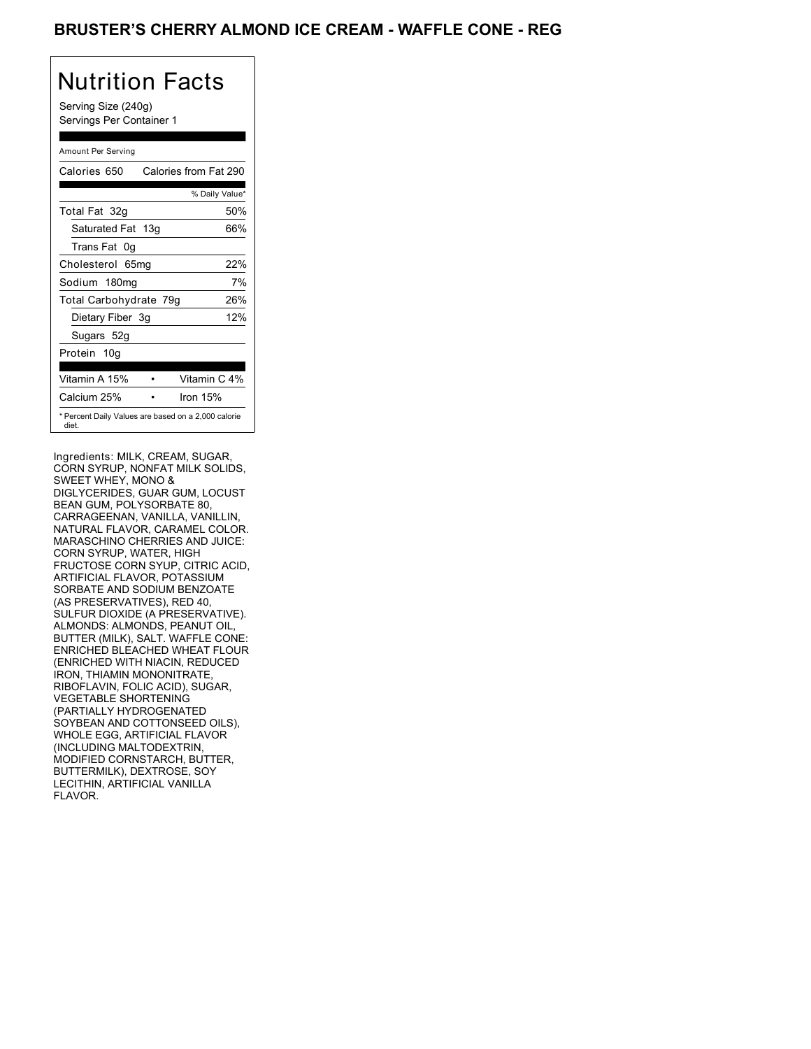# BRUSTER'S CHERRY ALMOND ICE CREAM - WAFFLE CONE - REG

## Nutrition Facts

Serving Size (240g)
Servings Per Container 1

Amount Per Serving

| Calories 650 | Calories from Fat 290 |
| --- | --- |
| | % Daily Value* |
| Total Fat 32g | 50% |
| Saturated Fat 13g | 66% |
| Trans Fat 0g | |
| Cholesterol 65mg | 22% |
| Sodium 180mg | 7% |
| Total Carbohydrate 79g | 26% |
| Dietary Fiber 3g | 12% |
| Sugars 52g | |
| Protein 10g | |
| Vitamin A 15% • | Vitamin C 4% |
| Calcium 25% • | Iron 15% |

\* Percent Daily Values are based on a 2,000 calorie diet.

Ingredients: MILK, CREAM, SUGAR, CORN SYRUP, NONFAT MILK SOLIDS, SWEET WHEY, MONO & DIGLYCERIDES, GUAR GUM, LOCUST BEAN GUM, POLYSORBATE 80, CARRAGEENAN, VANILLA, VANILLIN, NATURAL FLAVOR, CARAMEL COLOR. MARASCHINO CHERRIES AND JUICE: CORN SYRUP, WATER, HIGH FRUCTOSE CORN SYUP, CITRIC ACID, ARTIFICIAL FLAVOR, POTASSIUM SORBATE AND SODIUM BENZOATE (AS PRESERVATIVES), RED 40, SULFUR DIOXIDE (A PRESERVATIVE). ALMONDS: ALMONDS, PEANUT OIL, BUTTER (MILK), SALT. WAFFLE CONE: ENRICHED BLEACHED WHEAT FLOUR (ENRICHED WITH NIACIN, REDUCED IRON, THIAMIN MONONITRATE, RIBOFLAVIN, FOLIC ACID), SUGAR, VEGETABLE SHORTENING (PARTIALLY HYDROGENATED SOYBEAN AND COTTONSEED OILS), WHOLE EGG, ARTIFICIAL FLAVOR (INCLUDING MALTODEXTRIN, MODIFIED CORNSTARCH, BUTTER, BUTTERMILK), DEXTROSE, SOY LECITHIN, ARTIFICIAL VANILLA FLAVOR.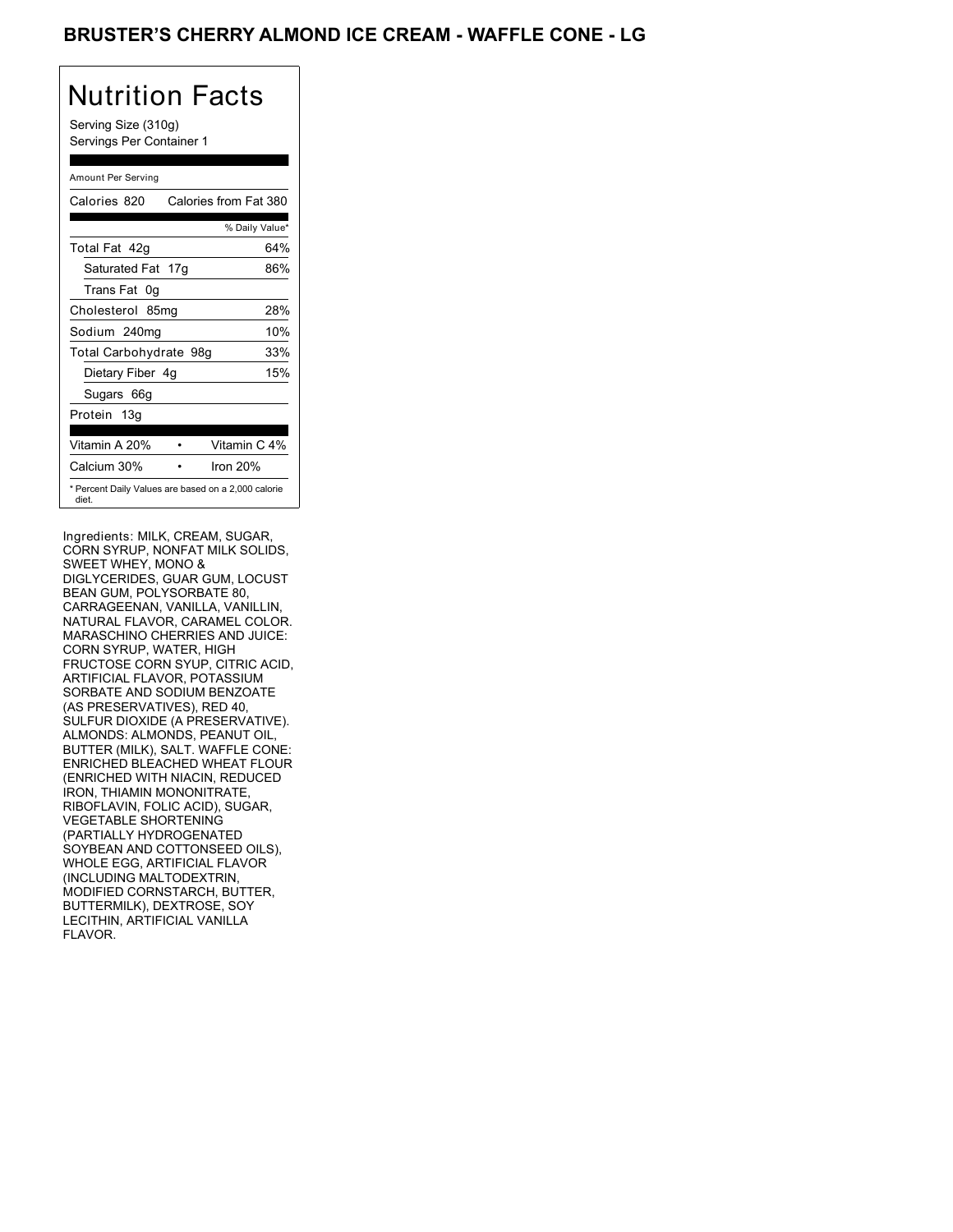# BRUSTER'S CHERRY ALMOND ICE CREAM - WAFFLE CONE - LG

## Nutrition Facts

Serving Size (310g)
Servings Per Container 1

Amount Per Serving

| | |
|---|---|
| Calories 820 | Calories from Fat 380 |
| | % Daily Value* |
| Total Fat 42g | 64% |
| Saturated Fat 17g | 86% |
| Trans Fat 0g | |
| Cholesterol 85mg | 28% |
| Sodium 240mg | 10% |
| Total Carbohydrate 98g | 33% |
| Dietary Fiber 4g | 15% |
| Sugars 66g | |
| Protein 13g | |
| Vitamin A 20% • | Vitamin C 4% |
| Calcium 30% • | Iron 20% |

* Percent Daily Values are based on a 2,000 calorie diet.

Ingredients: MILK, CREAM, SUGAR, CORN SYRUP, NONFAT MILK SOLIDS, SWEET WHEY, MONO & DIGLYCERIDES, GUAR GUM, LOCUST BEAN GUM, POLYSORBATE 80, CARRAGEENAN, VANILLA, VANILLIN, NATURAL FLAVOR, CARAMEL COLOR. MARASCHINO CHERRIES AND JUICE: CORN SYRUP, WATER, HIGH FRUCTOSE CORN SYUP, CITRIC ACID, ARTIFICIAL FLAVOR, POTASSIUM SORBATE AND SODIUM BENZOATE (AS PRESERVATIVES), RED 40, SULFUR DIOXIDE (A PRESERVATIVE). ALMONDS: ALMONDS, PEANUT OIL, BUTTER (MILK), SALT. WAFFLE CONE: ENRICHED BLEACHED WHEAT FLOUR (ENRICHED WITH NIACIN, REDUCED IRON, THIAMIN MONONITRATE, RIBOFLAVIN, FOLIC ACID), SUGAR, VEGETABLE SHORTENING (PARTIALLY HYDROGENATED SOYBEAN AND COTTONSEED OILS), WHOLE EGG, ARTIFICIAL FLAVOR (INCLUDING MALTODEXTRIN, MODIFIED CORNSTARCH, BUTTER, BUTTERMILK), DEXTROSE, SOY LECITHIN, ARTIFICIAL VANILLA FLAVOR.